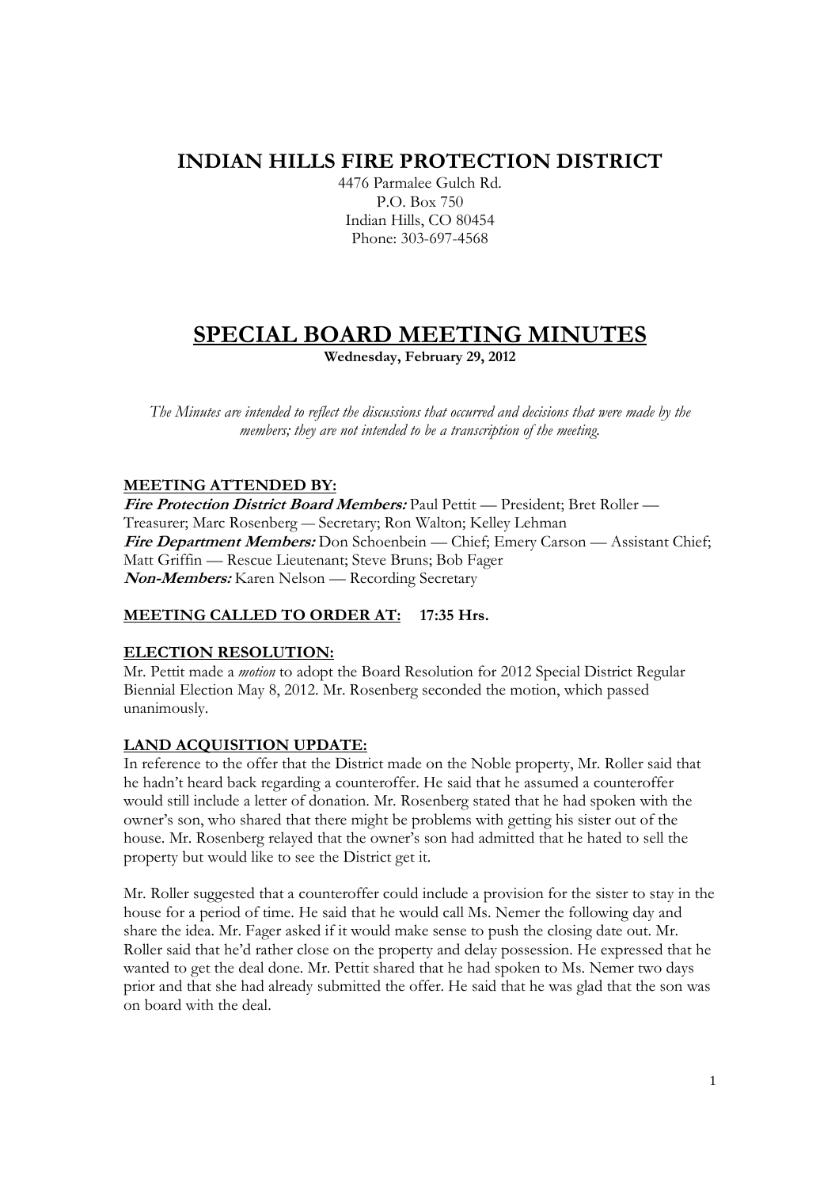# INDIAN HILLS FIRE PROTECTION DISTRICT

4476 Parmalee Gulch Rd.
P.O. Box 750
Indian Hills, CO 80454
Phone: 303-697-4568

# SPECIAL BOARD MEETING MINUTES

**Wednesday, February 29, 2012**

*The Minutes are intended to reflect the discussions that occurred and decisions that were made by the members; they are not intended to be a transcription of the meeting.*

## MEETING ATTENDED BY:

***Fire Protection District Board Members:*** Paul Pettit — President; Bret Roller — Treasurer; Marc Rosenberg — Secretary; Ron Walton; Kelley Lehman
***Fire Department Members:*** Don Schoenbein — Chief; Emery Carson — Assistant Chief; Matt Griffin — Rescue Lieutenant; Steve Bruns; Bob Fager
***Non-Members:*** Karen Nelson — Recording Secretary

## MEETING CALLED TO ORDER AT: 17:35 Hrs.

## ELECTION RESOLUTION:

Mr. Pettit made a *motion* to adopt the Board Resolution for 2012 Special District Regular Biennial Election May 8, 2012. Mr. Rosenberg seconded the motion, which passed unanimously.

## LAND ACQUISITION UPDATE:

In reference to the offer that the District made on the Noble property, Mr. Roller said that he hadn't heard back regarding a counteroffer. He said that he assumed a counteroffer would still include a letter of donation. Mr. Rosenberg stated that he had spoken with the owner's son, who shared that there might be problems with getting his sister out of the house. Mr. Rosenberg relayed that the owner's son had admitted that he hated to sell the property but would like to see the District get it.

Mr. Roller suggested that a counteroffer could include a provision for the sister to stay in the house for a period of time. He said that he would call Ms. Nemer the following day and share the idea. Mr. Fager asked if it would make sense to push the closing date out. Mr. Roller said that he'd rather close on the property and delay possession. He expressed that he wanted to get the deal done. Mr. Pettit shared that he had spoken to Ms. Nemer two days prior and that she had already submitted the offer. He said that he was glad that the son was on board with the deal.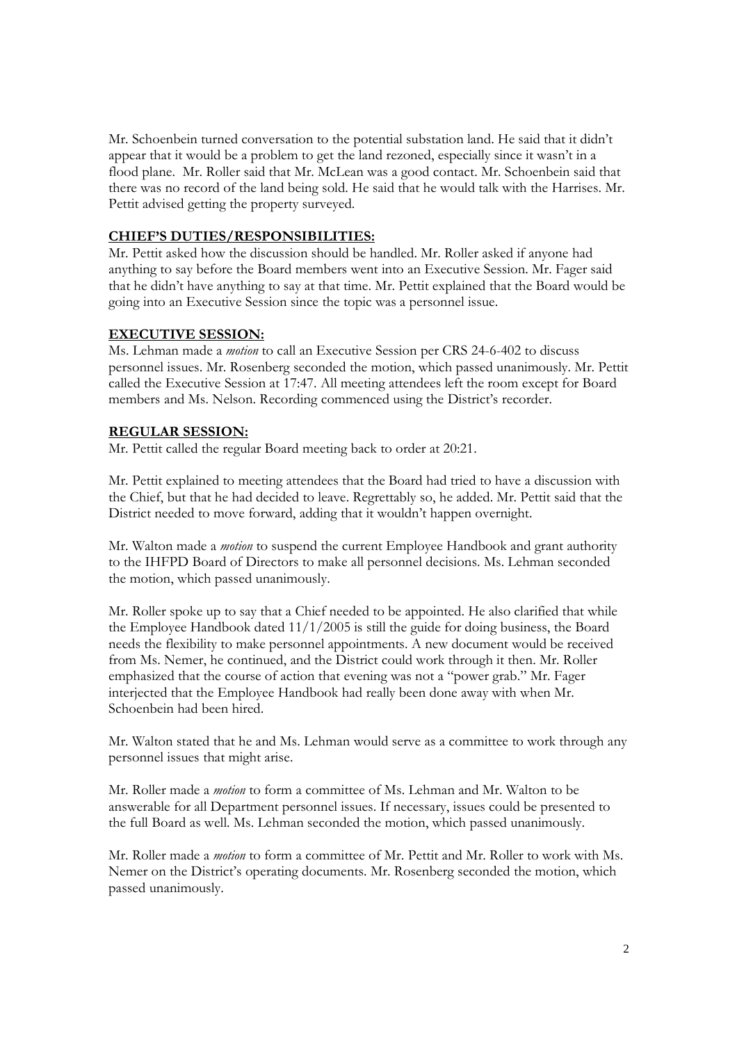Mr. Schoenbein turned conversation to the potential substation land. He said that it didn't appear that it would be a problem to get the land rezoned, especially since it wasn't in a flood plane. Mr. Roller said that Mr. McLean was a good contact. Mr. Schoenbein said that there was no record of the land being sold. He said that he would talk with the Harrises. Mr. Pettit advised getting the property surveyed.

## CHIEF'S DUTIES/RESPONSIBILITIES:

Mr. Pettit asked how the discussion should be handled. Mr. Roller asked if anyone had anything to say before the Board members went into an Executive Session. Mr. Fager said that he didn't have anything to say at that time. Mr. Pettit explained that the Board would be going into an Executive Session since the topic was a personnel issue.

## EXECUTIVE SESSION:

Ms. Lehman made a *motion* to call an Executive Session per CRS 24-6-402 to discuss personnel issues. Mr. Rosenberg seconded the motion, which passed unanimously. Mr. Pettit called the Executive Session at 17:47. All meeting attendees left the room except for Board members and Ms. Nelson. Recording commenced using the District's recorder.

## REGULAR SESSION:

Mr. Pettit called the regular Board meeting back to order at 20:21.

Mr. Pettit explained to meeting attendees that the Board had tried to have a discussion with the Chief, but that he had decided to leave. Regrettably so, he added. Mr. Pettit said that the District needed to move forward, adding that it wouldn't happen overnight.

Mr. Walton made a *motion* to suspend the current Employee Handbook and grant authority to the IHFPD Board of Directors to make all personnel decisions. Ms. Lehman seconded the motion, which passed unanimously.

Mr. Roller spoke up to say that a Chief needed to be appointed. He also clarified that while the Employee Handbook dated 11/1/2005 is still the guide for doing business, the Board needs the flexibility to make personnel appointments. A new document would be received from Ms. Nemer, he continued, and the District could work through it then. Mr. Roller emphasized that the course of action that evening was not a "power grab." Mr. Fager interjected that the Employee Handbook had really been done away with when Mr. Schoenbein had been hired.

Mr. Walton stated that he and Ms. Lehman would serve as a committee to work through any personnel issues that might arise.

Mr. Roller made a *motion* to form a committee of Ms. Lehman and Mr. Walton to be answerable for all Department personnel issues. If necessary, issues could be presented to the full Board as well. Ms. Lehman seconded the motion, which passed unanimously.

Mr. Roller made a *motion* to form a committee of Mr. Pettit and Mr. Roller to work with Ms. Nemer on the District's operating documents. Mr. Rosenberg seconded the motion, which passed unanimously.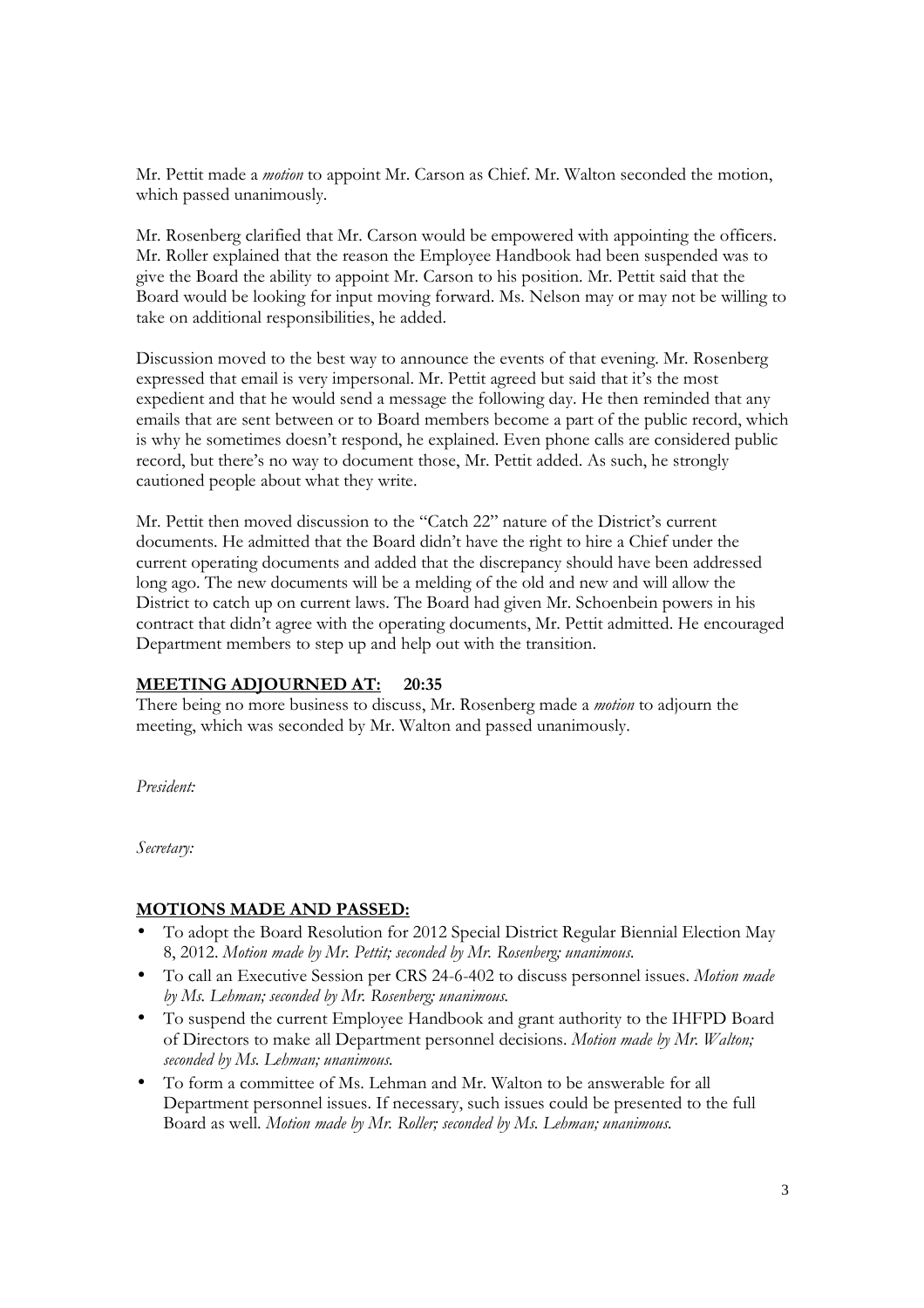Mr. Pettit made a *motion* to appoint Mr. Carson as Chief. Mr. Walton seconded the motion, which passed unanimously.

Mr. Rosenberg clarified that Mr. Carson would be empowered with appointing the officers. Mr. Roller explained that the reason the Employee Handbook had been suspended was to give the Board the ability to appoint Mr. Carson to his position. Mr. Pettit said that the Board would be looking for input moving forward. Ms. Nelson may or may not be willing to take on additional responsibilities, he added.

Discussion moved to the best way to announce the events of that evening. Mr. Rosenberg expressed that email is very impersonal. Mr. Pettit agreed but said that it's the most expedient and that he would send a message the following day. He then reminded that any emails that are sent between or to Board members become a part of the public record, which is why he sometimes doesn't respond, he explained. Even phone calls are considered public record, but there's no way to document those, Mr. Pettit added. As such, he strongly cautioned people about what they write.

Mr. Pettit then moved discussion to the "Catch 22" nature of the District's current documents. He admitted that the Board didn't have the right to hire a Chief under the current operating documents and added that the discrepancy should have been addressed long ago. The new documents will be a melding of the old and new and will allow the District to catch up on current laws. The Board had given Mr. Schoenbein powers in his contract that didn't agree with the operating documents, Mr. Pettit admitted. He encouraged Department members to step up and help out with the transition.

## MEETING ADJOURNED AT: 20:35

There being no more business to discuss, Mr. Rosenberg made a *motion* to adjourn the meeting, which was seconded by Mr. Walton and passed unanimously.

*President:*

*Secretary:*

## MOTIONS MADE AND PASSED:

- To adopt the Board Resolution for 2012 Special District Regular Biennial Election May 8, 2012. *Motion made by Mr. Pettit; seconded by Mr. Rosenberg; unanimous.*
- To call an Executive Session per CRS 24-6-402 to discuss personnel issues. *Motion made by Ms. Lehman; seconded by Mr. Rosenberg; unanimous.*
- To suspend the current Employee Handbook and grant authority to the IHFPD Board of Directors to make all Department personnel decisions. *Motion made by Mr. Walton; seconded by Ms. Lehman; unanimous.*
- To form a committee of Ms. Lehman and Mr. Walton to be answerable for all Department personnel issues. If necessary, such issues could be presented to the full Board as well. *Motion made by Mr. Roller; seconded by Ms. Lehman; unanimous.*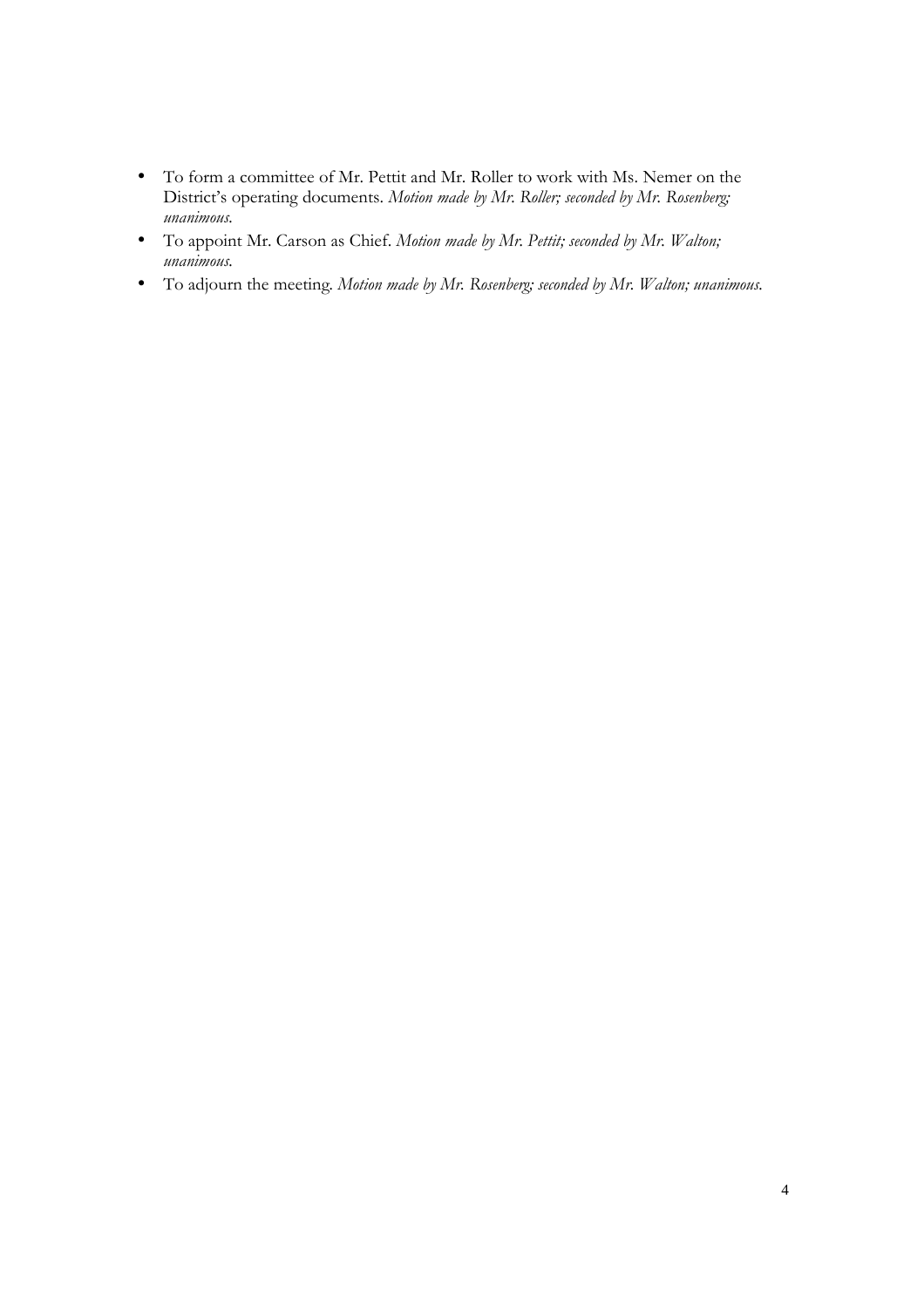- To form a committee of Mr. Pettit and Mr. Roller to work with Ms. Nemer on the District's operating documents. *Motion made by Mr. Roller; seconded by Mr. Rosenberg; unanimous.*
- To appoint Mr. Carson as Chief. *Motion made by Mr. Pettit; seconded by Mr. Walton; unanimous.*
- To adjourn the meeting. *Motion made by Mr. Rosenberg; seconded by Mr. Walton; unanimous.*